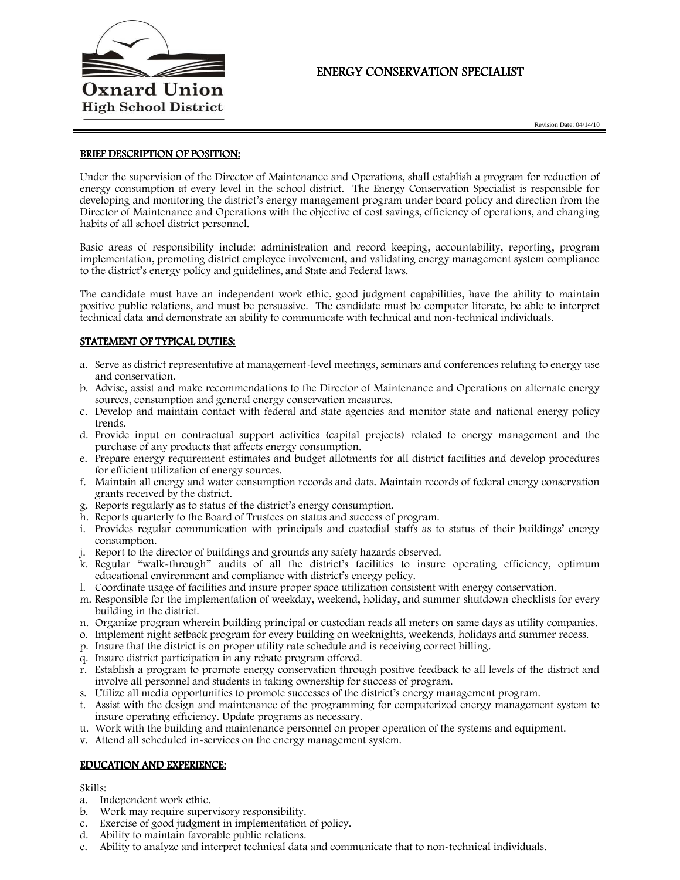Oxnard Union High School District

# ENERGY CONSERVATION SPECIALIST

Revision Date: 04/14/10

## BRIEF DESCRIPTION OF POSITION:

Under the supervision of the Director of Maintenance and Operations, shall establish a program for reduction of energy consumption at every level in the school district. The Energy Conservation Specialist is responsible for developing and monitoring the district's energy management program under board policy and direction from the Director of Maintenance and Operations with the objective of cost savings, efficiency of operations, and changing habits of all school district personnel.

Basic areas of responsibility include: administration and record keeping, accountability, reporting, program implementation, promoting district employee involvement, and validating energy management system compliance to the district's energy policy and guidelines, and State and Federal laws.

The candidate must have an independent work ethic, good judgment capabilities, have the ability to maintain positive public relations, and must be persuasive. The candidate must be computer literate, be able to interpret technical data and demonstrate an ability to communicate with technical and non-technical individuals.

## STATEMENT OF TYPICAL DUTIES:

a. Serve as district representative at management-level meetings, seminars and conferences relating to energy use and conservation.
b. Advise, assist and make recommendations to the Director of Maintenance and Operations on alternate energy sources, consumption and general energy conservation measures.
c. Develop and maintain contact with federal and state agencies and monitor state and national energy policy trends.
d. Provide input on contractual support activities (capital projects) related to energy management and the purchase of any products that affects energy consumption.
e. Prepare energy requirement estimates and budget allotments for all district facilities and develop procedures for efficient utilization of energy sources.
f. Maintain all energy and water consumption records and data. Maintain records of federal energy conservation grants received by the district.
g. Reports regularly as to status of the district's energy consumption.
h. Reports quarterly to the Board of Trustees on status and success of program.
i. Provides regular communication with principals and custodial staffs as to status of their buildings' energy consumption.
j. Report to the director of buildings and grounds any safety hazards observed.
k. Regular "walk-through" audits of all the district's facilities to insure operating efficiency, optimum educational environment and compliance with district's energy policy.
l. Coordinate usage of facilities and insure proper space utilization consistent with energy conservation.
m. Responsible for the implementation of weekday, weekend, holiday, and summer shutdown checklists for every building in the district.
n. Organize program wherein building principal or custodian reads all meters on same days as utility companies.
o. Implement night setback program for every building on weeknights, weekends, holidays and summer recess.
p. Insure that the district is on proper utility rate schedule and is receiving correct billing.
q. Insure district participation in any rebate program offered.
r. Establish a program to promote energy conservation through positive feedback to all levels of the district and involve all personnel and students in taking ownership for success of program.
s. Utilize all media opportunities to promote successes of the district's energy management program.
t. Assist with the design and maintenance of the programming for computerized energy management system to insure operating efficiency. Update programs as necessary.
u. Work with the building and maintenance personnel on proper operation of the systems and equipment.
v. Attend all scheduled in-services on the energy management system.

## EDUCATION AND EXPERIENCE:

Skills:

a. Independent work ethic.
b. Work may require supervisory responsibility.
c. Exercise of good judgment in implementation of policy.
d. Ability to maintain favorable public relations.
e. Ability to analyze and interpret technical data and communicate that to non-technical individuals.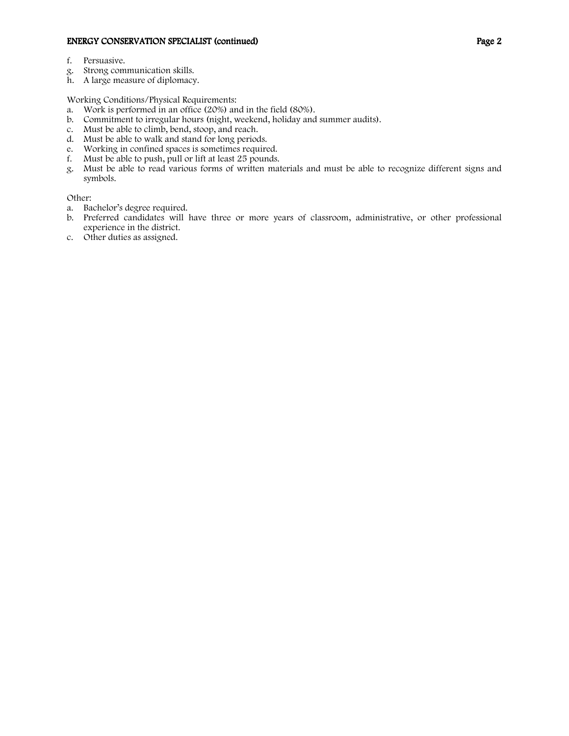f. Persuasive.
g. Strong communication skills.
h. A large measure of diplomacy.

Working Conditions/Physical Requirements:

a. Work is performed in an office (20%) and in the field (80%).
b. Commitment to irregular hours (night, weekend, holiday and summer audits).
c. Must be able to climb, bend, stoop, and reach.
d. Must be able to walk and stand for long periods.
e. Working in confined spaces is sometimes required.
f. Must be able to push, pull or lift at least 25 pounds.
g. Must be able to read various forms of written materials and must be able to recognize different signs and symbols.

Other:

a. Bachelor's degree required.
b. Preferred candidates will have three or more years of classroom, administrative, or other professional experience in the district.
c. Other duties as assigned.